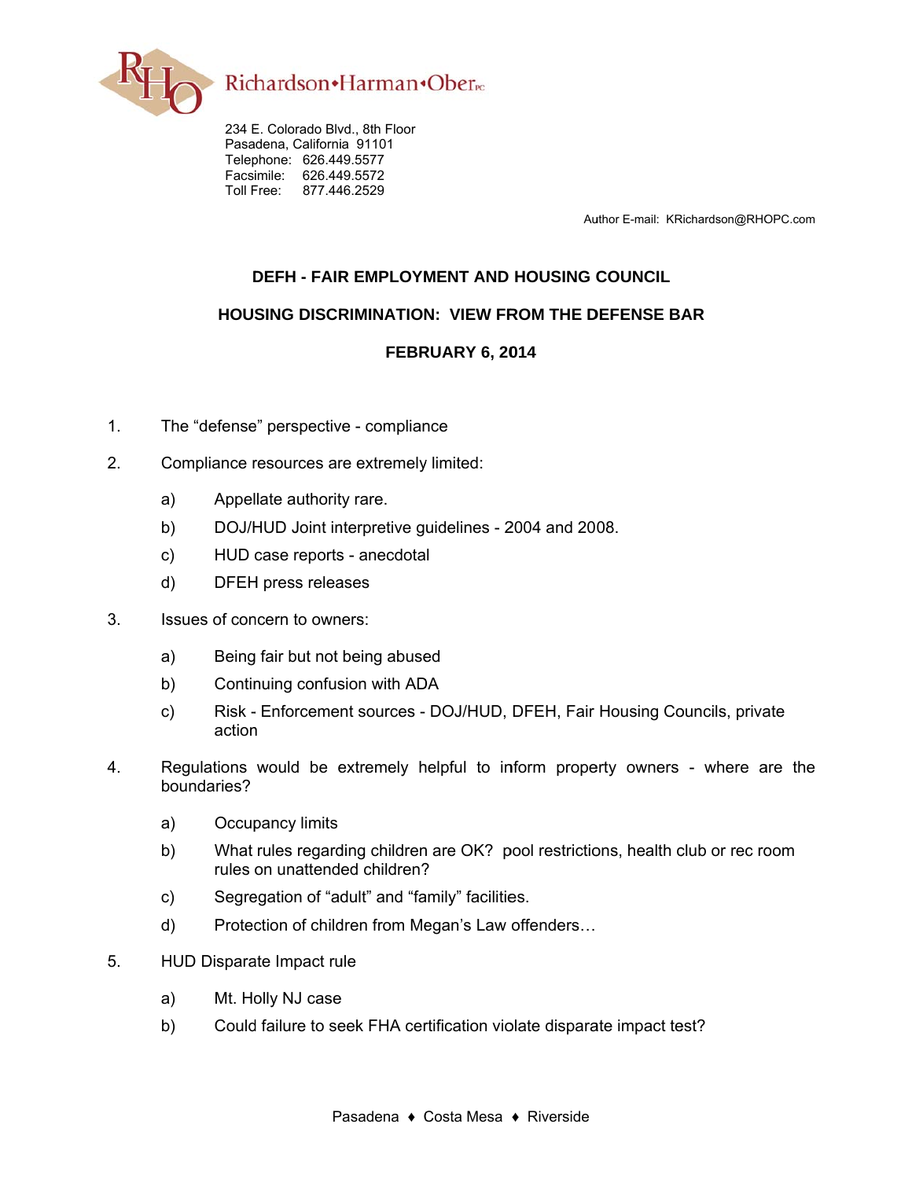Richardson•Harman•Ober PC

234 E. Colorado Blvd., 8th Floor
Pasadena, California 91101
Telephone: 626.449.5577
Facsimile: 626.449.5572
Toll Free: 877.446.2529

Author E-mail: KRichardson@RHOPC.com

**DEFH - FAIR EMPLOYMENT AND HOUSING COUNCIL**

**HOUSING DISCRIMINATION: VIEW FROM THE DEFENSE BAR**

**FEBRUARY 6, 2014**

1. The "defense" perspective - compliance

2. Compliance resources are extremely limited:
   - a) Appellate authority rare.
   - b) DOJ/HUD Joint interpretive guidelines - 2004 and 2008.
   - c) HUD case reports - anecdotal
   - d) DFEH press releases

3. Issues of concern to owners:
   - a) Being fair but not being abused
   - b) Continuing confusion with ADA
   - c) Risk - Enforcement sources - DOJ/HUD, DFEH, Fair Housing Councils, private action

4. Regulations would be extremely helpful to inform property owners - where are the boundaries?
   - a) Occupancy limits
   - b) What rules regarding children are OK? pool restrictions, health club or rec room rules on unattended children?
   - c) Segregation of "adult" and "family" facilities.
   - d) Protection of children from Megan's Law offenders…

5. HUD Disparate Impact rule
   - a) Mt. Holly NJ case
   - b) Could failure to seek FHA certification violate disparate impact test?

Pasadena ♦ Costa Mesa ♦ Riverside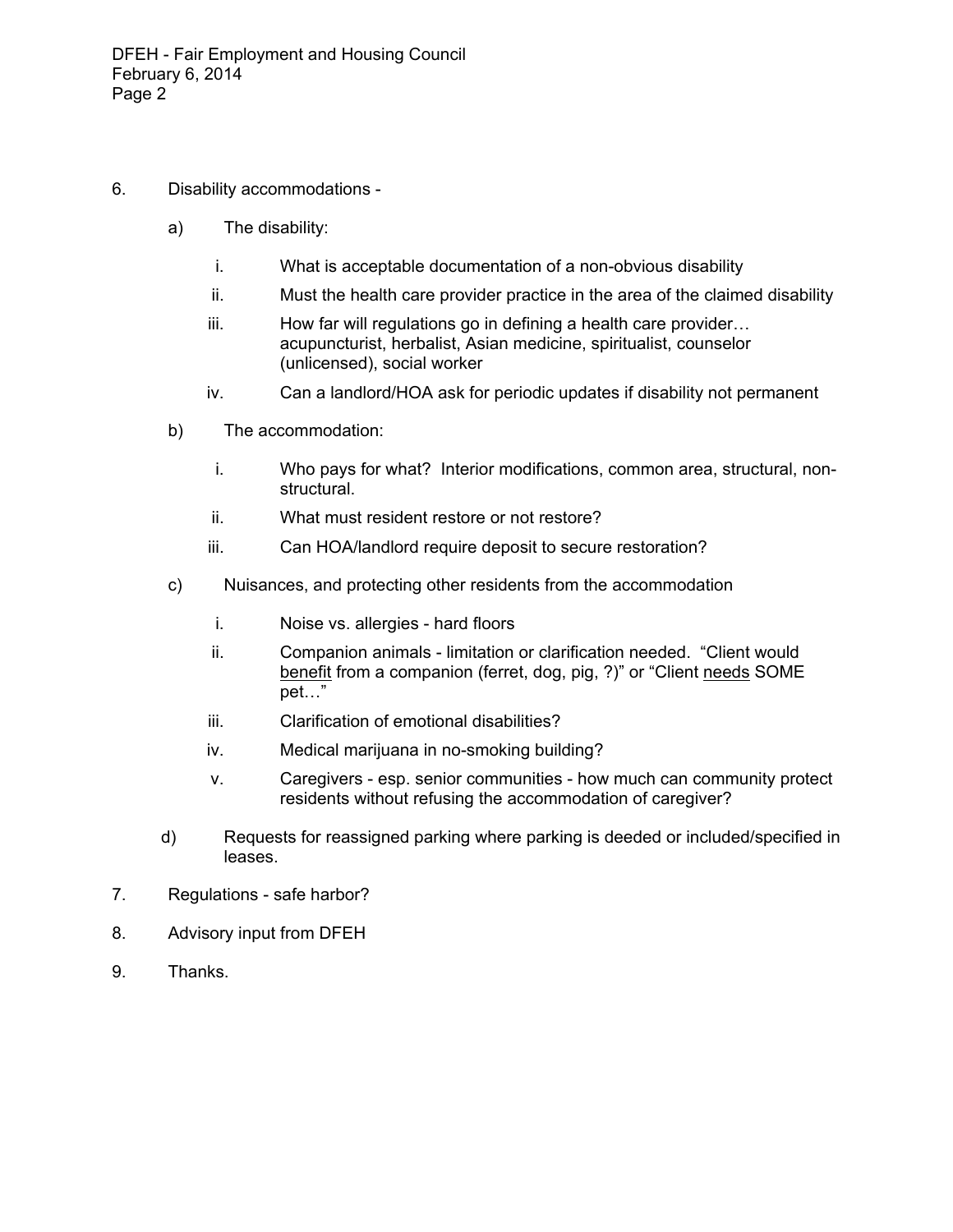6. Disability accommodations -

   a) The disability:

      i. What is acceptable documentation of a non-obvious disability

      ii. Must the health care provider practice in the area of the claimed disability

      iii. How far will regulations go in defining a health care provider… acupuncturist, herbalist, Asian medicine, spiritualist, counselor (unlicensed), social worker

      iv. Can a landlord/HOA ask for periodic updates if disability not permanent

   b) The accommodation:

      i. Who pays for what? Interior modifications, common area, structural, non-structural.

      ii. What must resident restore or not restore?

      iii. Can HOA/landlord require deposit to secure restoration?

   c) Nuisances, and protecting other residents from the accommodation

      i. Noise vs. allergies - hard floors

      ii. Companion animals - limitation or clarification needed. "Client would <u>benefit</u> from a companion (ferret, dog, pig, ?)" or "Client <u>needs</u> SOME pet…"

      iii. Clarification of emotional disabilities?

      iv. Medical marijuana in no-smoking building?

      v. Caregivers - esp. senior communities - how much can community protect residents without refusing the accommodation of caregiver?

   d) Requests for reassigned parking where parking is deeded or included/specified in leases.

7. Regulations - safe harbor?

8. Advisory input from DFEH

9. Thanks.